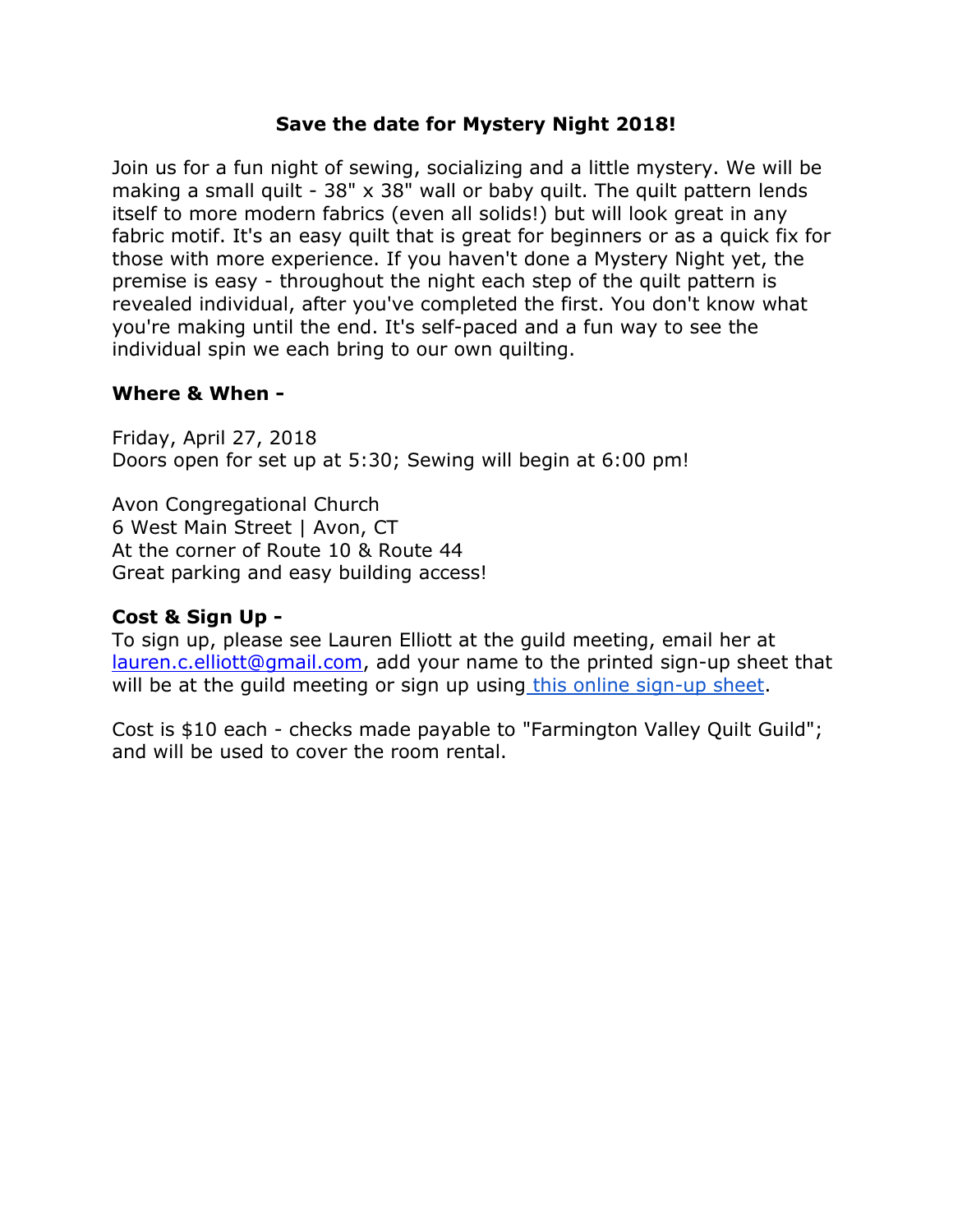# Save the date for Mystery Night 2018!

Join us for a fun night of sewing, socializing and a little mystery. We will be making a small quilt - 38" x 38" wall or baby quilt. The quilt pattern lends itself to more modern fabrics (even all solids!) but will look great in any fabric motif. It's an easy quilt that is great for beginners or as a quick fix for those with more experience. If you haven't done a Mystery Night yet, the premise is easy - throughout the night each step of the quilt pattern is revealed individual, after you've completed the first. You don't know what you're making until the end. It's self-paced and a fun way to see the individual spin we each bring to our own quilting.

## Where & When -

Friday, April 27, 2018
Doors open for set up at 5:30; Sewing will begin at 6:00 pm!

Avon Congregational Church
6 West Main Street | Avon, CT
At the corner of Route 10 & Route 44
Great parking and easy building access!

## Cost & Sign Up -

To sign up, please see Lauren Elliott at the guild meeting, email her at lauren.c.elliott@gmail.com, add your name to the printed sign-up sheet that will be at the guild meeting or sign up using this online sign-up sheet.

Cost is $10 each - checks made payable to "Farmington Valley Quilt Guild"; and will be used to cover the room rental.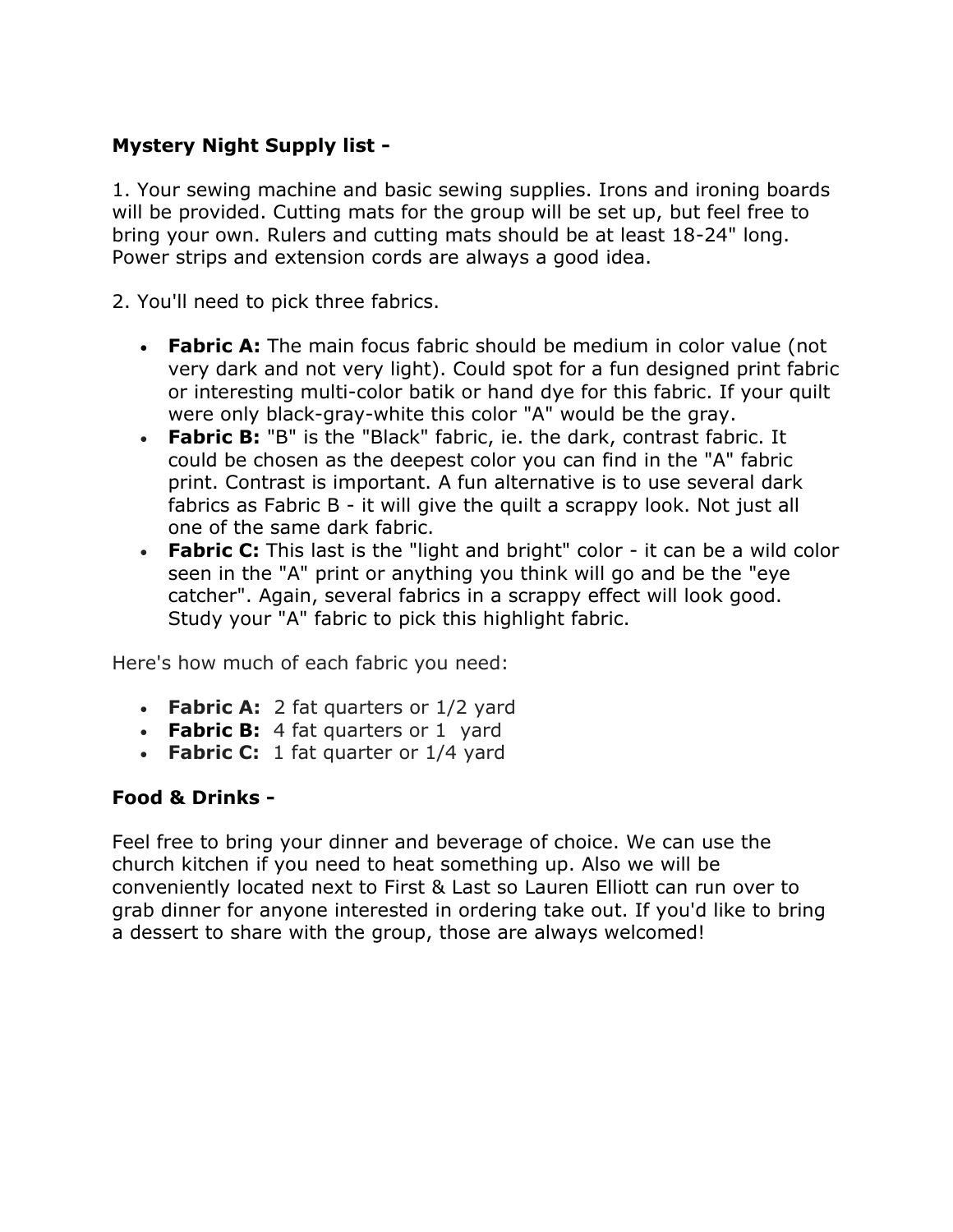**Mystery Night Supply list -**

1. Your sewing machine and basic sewing supplies. Irons and ironing boards will be provided. Cutting mats for the group will be set up, but feel free to bring your own. Rulers and cutting mats should be at least 18-24" long. Power strips and extension cords are always a good idea.

2. You'll need to pick three fabrics.

- **Fabric A:** The main focus fabric should be medium in color value (not very dark and not very light). Could spot for a fun designed print fabric or interesting multi-color batik or hand dye for this fabric. If your quilt were only black-gray-white this color "A" would be the gray.
- **Fabric B:** "B" is the "Black" fabric, ie. the dark, contrast fabric. It could be chosen as the deepest color you can find in the "A" fabric print. Contrast is important. A fun alternative is to use several dark fabrics as Fabric B - it will give the quilt a scrappy look. Not just all one of the same dark fabric.
- **Fabric C:** This last is the "light and bright" color - it can be a wild color seen in the "A" print or anything you think will go and be the "eye catcher". Again, several fabrics in a scrappy effect will look good. Study your "A" fabric to pick this highlight fabric.

Here's how much of each fabric you need:

- **Fabric A:** 2 fat quarters or 1/2 yard
- **Fabric B:** 4 fat quarters or 1 yard
- **Fabric C:** 1 fat quarter or 1/4 yard

**Food & Drinks -**

Feel free to bring your dinner and beverage of choice. We can use the church kitchen if you need to heat something up. Also we will be conveniently located next to First & Last so Lauren Elliott can run over to grab dinner for anyone interested in ordering take out. If you'd like to bring a dessert to share with the group, those are always welcomed!